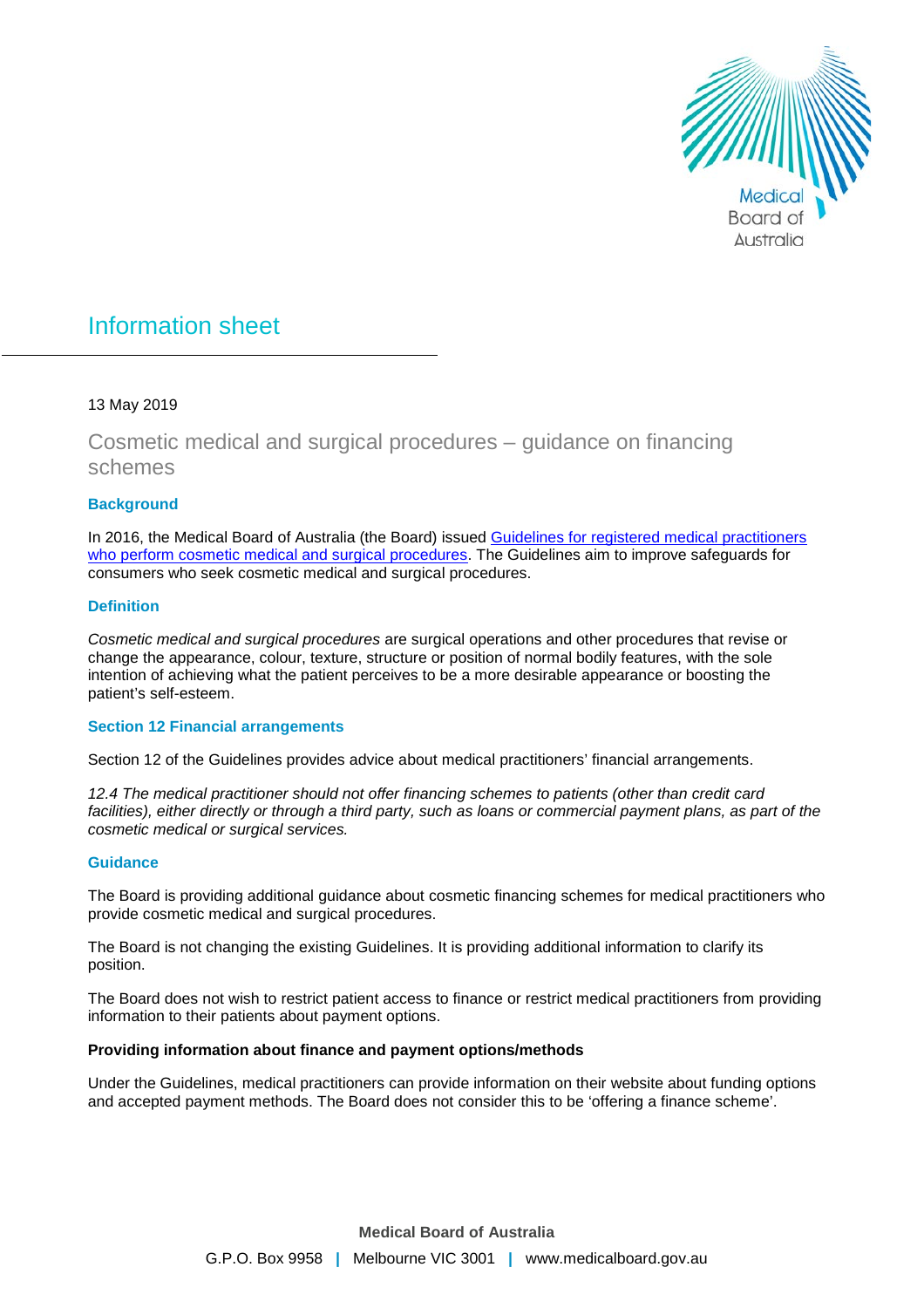# Information sheet

13 May 2019

## Cosmetic medical and surgical procedures – guidance on financing schemes

### Background

In 2016, the Medical Board of Australia (the Board) issued Guidelines for registered medical practitioners who perform cosmetic medical and surgical procedures. The Guidelines aim to improve safeguards for consumers who seek cosmetic medical and surgical procedures.

### Definition

*Cosmetic medical and surgical procedures* are surgical operations and other procedures that revise or change the appearance, colour, texture, structure or position of normal bodily features, with the sole intention of achieving what the patient perceives to be a more desirable appearance or boosting the patient's self-esteem.

### Section 12 Financial arrangements

Section 12 of the Guidelines provides advice about medical practitioners' financial arrangements.

*12.4 The medical practitioner should not offer financing schemes to patients (other than credit card facilities), either directly or through a third party, such as loans or commercial payment plans, as part of the cosmetic medical or surgical services.*

### Guidance

The Board is providing additional guidance about cosmetic financing schemes for medical practitioners who provide cosmetic medical and surgical procedures.

The Board is not changing the existing Guidelines. It is providing additional information to clarify its position.

The Board does not wish to restrict patient access to finance or restrict medical practitioners from providing information to their patients about payment options.

**Providing information about finance and payment options/methods**

Under the Guidelines, medical practitioners can provide information on their website about funding options and accepted payment methods. The Board does not consider this to be 'offering a finance scheme'.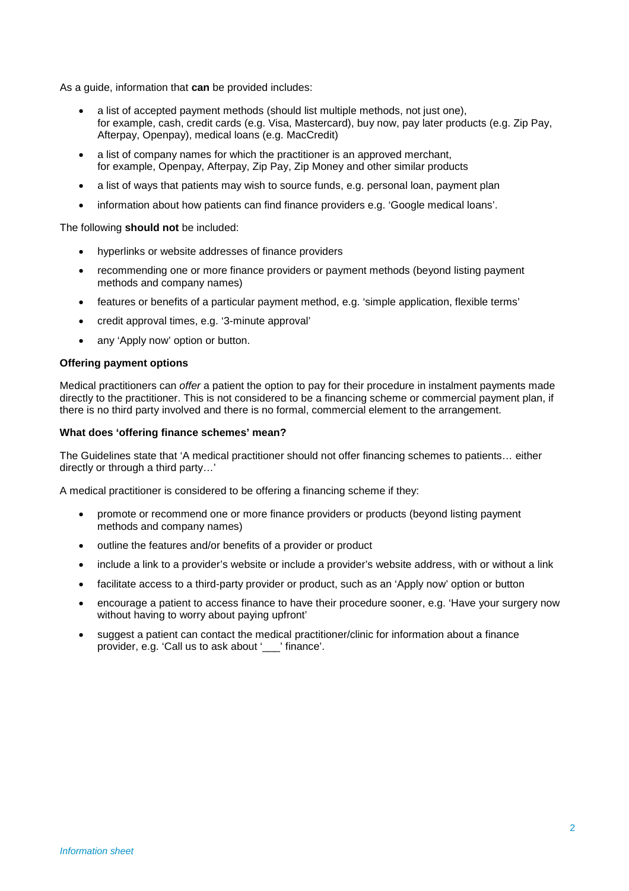As a guide, information that **can** be provided includes:

- a list of accepted payment methods (should list multiple methods, not just one), for example, cash, credit cards (e.g. Visa, Mastercard), buy now, pay later products (e.g. Zip Pay, Afterpay, Openpay), medical loans (e.g. MacCredit)
- a list of company names for which the practitioner is an approved merchant, for example, Openpay, Afterpay, Zip Pay, Zip Money and other similar products
- a list of ways that patients may wish to source funds, e.g. personal loan, payment plan
- information about how patients can find finance providers e.g. 'Google medical loans'.

The following **should not** be included:

- hyperlinks or website addresses of finance providers
- recommending one or more finance providers or payment methods (beyond listing payment methods and company names)
- features or benefits of a particular payment method, e.g. 'simple application, flexible terms'
- credit approval times, e.g. '3-minute approval'
- any 'Apply now' option or button.

**Offering payment options**

Medical practitioners can *offer* a patient the option to pay for their procedure in instalment payments made directly to the practitioner. This is not considered to be a financing scheme or commercial payment plan, if there is no third party involved and there is no formal, commercial element to the arrangement.

**What does 'offering finance schemes' mean?**

The Guidelines state that 'A medical practitioner should not offer financing schemes to patients… either directly or through a third party…'

A medical practitioner is considered to be offering a financing scheme if they:

- promote or recommend one or more finance providers or products (beyond listing payment methods and company names)
- outline the features and/or benefits of a provider or product
- include a link to a provider's website or include a provider's website address, with or without a link
- facilitate access to a third-party provider or product, such as an 'Apply now' option or button
- encourage a patient to access finance to have their procedure sooner, e.g. 'Have your surgery now without having to worry about paying upfront'
- suggest a patient can contact the medical practitioner/clinic for information about a finance provider, e.g. 'Call us to ask about '\_\_\_' finance'.